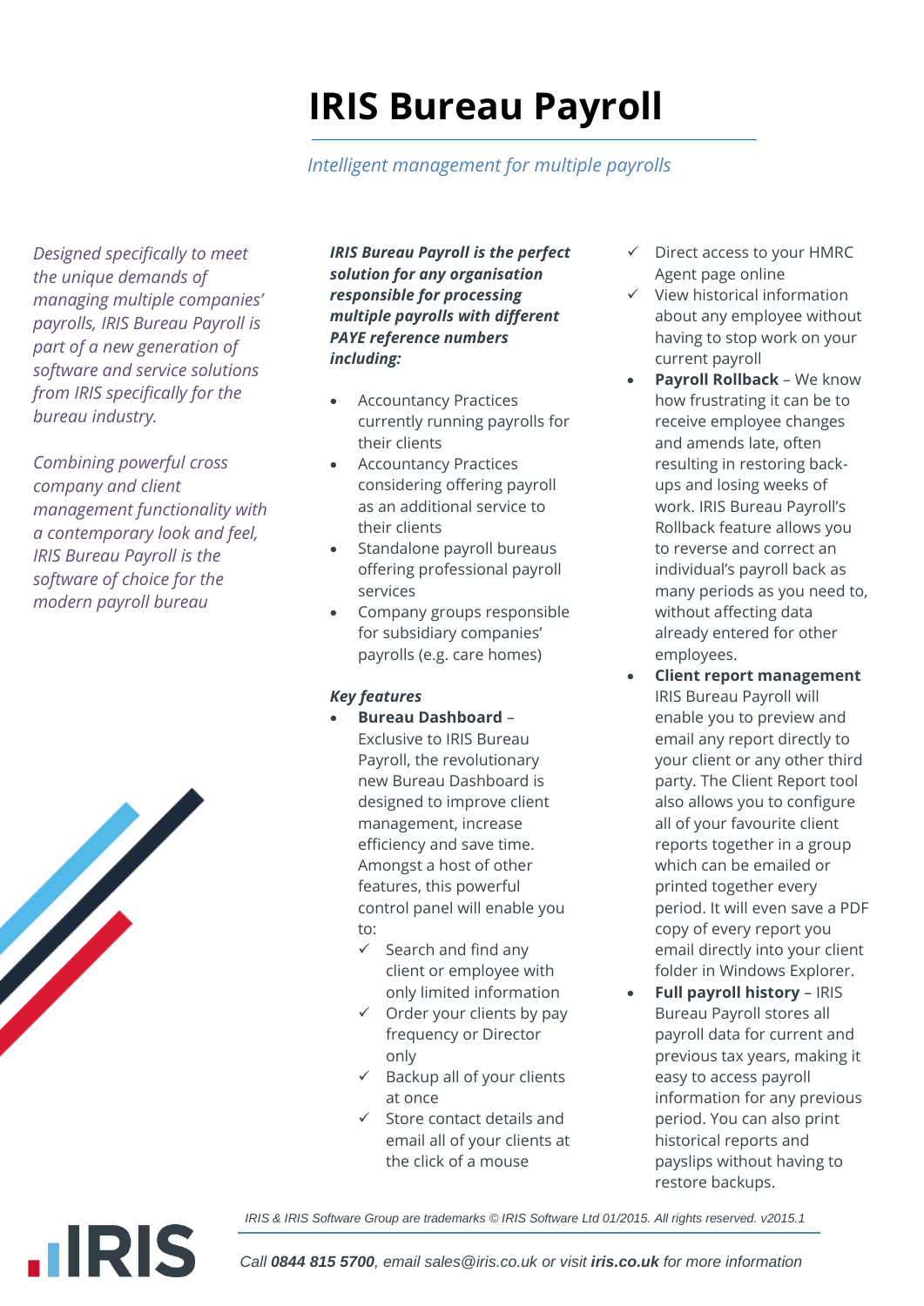# IRIS Bureau Payroll

*Intelligent management for multiple payrolls*

*Designed specifically to meet the unique demands of managing multiple companies' payrolls, IRIS Bureau Payroll is part of a new generation of software and service solutions from IRIS specifically for the bureau industry.*

*Combining powerful cross company and client management functionality with a contemporary look and feel, IRIS Bureau Payroll is the software of choice for the modern payroll bureau*

***IRIS Bureau Payroll is the perfect solution for any organisation responsible for processing multiple payrolls with different PAYE reference numbers including:***

- Accountancy Practices currently running payrolls for their clients
- Accountancy Practices considering offering payroll as an additional service to their clients
- Standalone payroll bureaus offering professional payroll services
- Company groups responsible for subsidiary companies' payrolls (e.g. care homes)

***Key features***

- **Bureau Dashboard** – Exclusive to IRIS Bureau Payroll, the revolutionary new Bureau Dashboard is designed to improve client management, increase efficiency and save time. Amongst a host of other features, this powerful control panel will enable you to:
  - ✓ Search and find any client or employee with only limited information
  - ✓ Order your clients by pay frequency or Director only
  - ✓ Backup all of your clients at once
  - ✓ Store contact details and email all of your clients at the click of a mouse
  - ✓ Direct access to your HMRC Agent page online
  - ✓ View historical information about any employee without having to stop work on your current payroll
- **Payroll Rollback** – We know how frustrating it can be to receive employee changes and amends late, often resulting in restoring back-ups and losing weeks of work. IRIS Bureau Payroll's Rollback feature allows you to reverse and correct an individual's payroll back as many periods as you need to, without affecting data already entered for other employees.
- **Client report management** IRIS Bureau Payroll will enable you to preview and email any report directly to your client or any other third party. The Client Report tool also allows you to configure all of your favourite client reports together in a group which can be emailed or printed together every period. It will even save a PDF copy of every report you email directly into your client folder in Windows Explorer.
- **Full payroll history** – IRIS Bureau Payroll stores all payroll data for current and previous tax years, making it easy to access payroll information for any previous period. You can also print historical reports and payslips without having to restore backups.

*IRIS & IRIS Software Group are trademarks © IRIS Software Ltd 01/2015. All rights reserved. v2015.1*

*Call **0844 815 5700**, email sales@iris.co.uk or visit **iris.co.uk** for more information*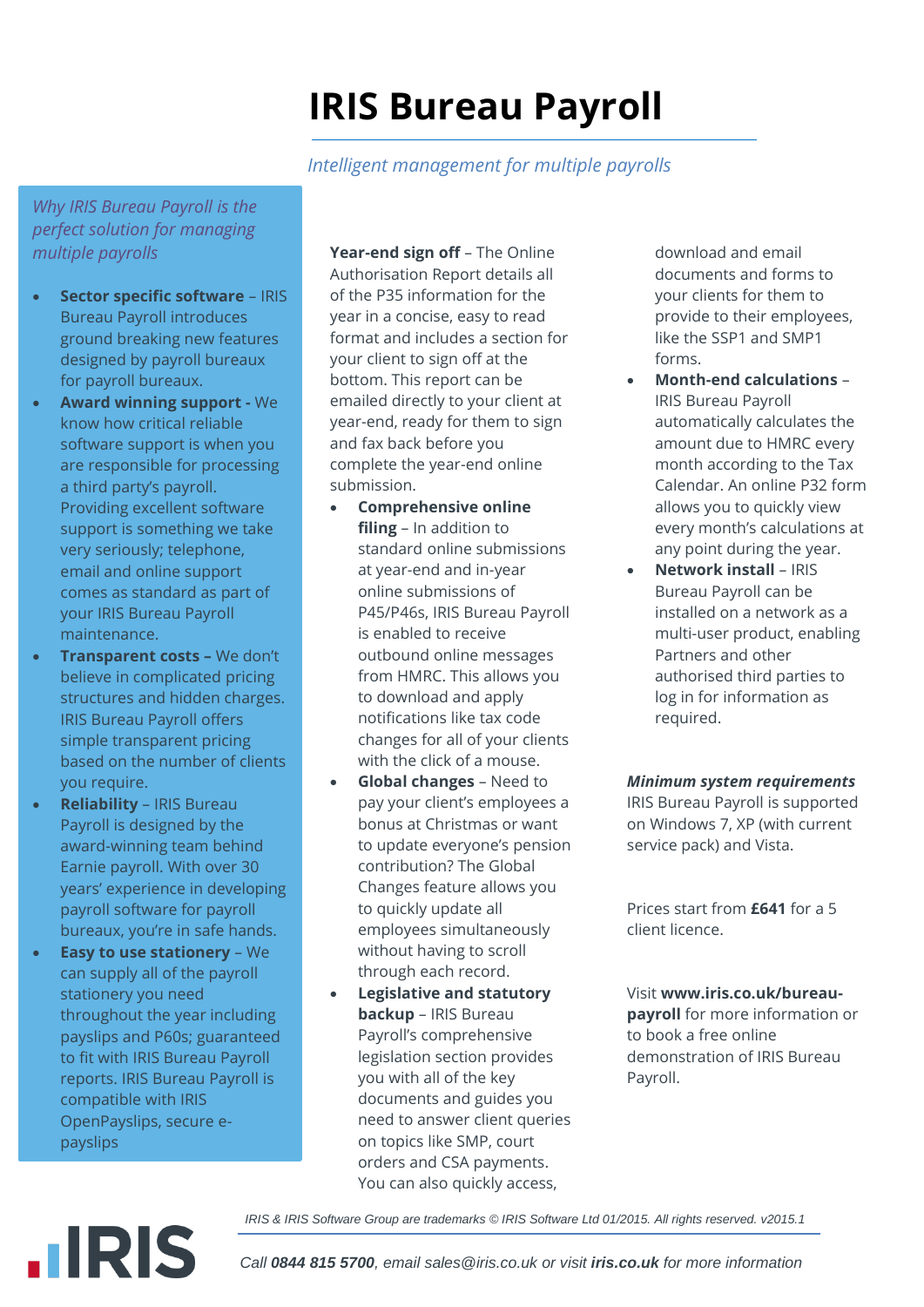# IRIS Bureau Payroll

*Intelligent management for multiple payrolls*

*Why IRIS Bureau Payroll is the perfect solution for managing multiple payrolls*

- **Sector specific software** – IRIS Bureau Payroll introduces ground breaking new features designed by payroll bureaux for payroll bureaux.
- **Award winning support -** We know how critical reliable software support is when you are responsible for processing a third party's payroll. Providing excellent software support is something we take very seriously; telephone, email and online support comes as standard as part of your IRIS Bureau Payroll maintenance.
- **Transparent costs –** We don't believe in complicated pricing structures and hidden charges. IRIS Bureau Payroll offers simple transparent pricing based on the number of clients you require.
- **Reliability** – IRIS Bureau Payroll is designed by the award-winning team behind Earnie payroll. With over 30 years' experience in developing payroll software for payroll bureaux, you're in safe hands.
- **Easy to use stationery** – We can supply all of the payroll stationery you need throughout the year including payslips and P60s; guaranteed to fit with IRIS Bureau Payroll reports. IRIS Bureau Payroll is compatible with IRIS OpenPayslips, secure e-payslips

**Year-end sign off** – The Online Authorisation Report details all of the P35 information for the year in a concise, easy to read format and includes a section for your client to sign off at the bottom. This report can be emailed directly to your client at year-end, ready for them to sign and fax back before you complete the year-end online submission.

- **Comprehensive online filing** – In addition to standard online submissions at year-end and in-year online submissions of P45/P46s, IRIS Bureau Payroll is enabled to receive outbound online messages from HMRC. This allows you to download and apply notifications like tax code changes for all of your clients with the click of a mouse.
- **Global changes** – Need to pay your client's employees a bonus at Christmas or want to update everyone's pension contribution? The Global Changes feature allows you to quickly update all employees simultaneously without having to scroll through each record.
- **Legislative and statutory backup** – IRIS Bureau Payroll's comprehensive legislation section provides you with all of the key documents and guides you need to answer client queries on topics like SMP, court orders and CSA payments. You can also quickly access, download and email documents and forms to your clients for them to provide to their employees, like the SSP1 and SMP1 forms.
- **Month-end calculations** – IRIS Bureau Payroll automatically calculates the amount due to HMRC every month according to the Tax Calendar. An online P32 form allows you to quickly view every month's calculations at any point during the year.
- **Network install** – IRIS Bureau Payroll can be installed on a network as a multi-user product, enabling Partners and other authorised third parties to log in for information as required.

***Minimum system requirements***
IRIS Bureau Payroll is supported on Windows 7, XP (with current service pack) and Vista.

Prices start from **£641** for a 5 client licence.

Visit **www.iris.co.uk/bureau-payroll** for more information or to book a free online demonstration of IRIS Bureau Payroll.

*IRIS & IRIS Software Group are trademarks © IRIS Software Ltd 01/2015. All rights reserved. v2015.1*

*Call **0844 815 5700**, email sales@iris.co.uk or visit **iris.co.uk** for more information*